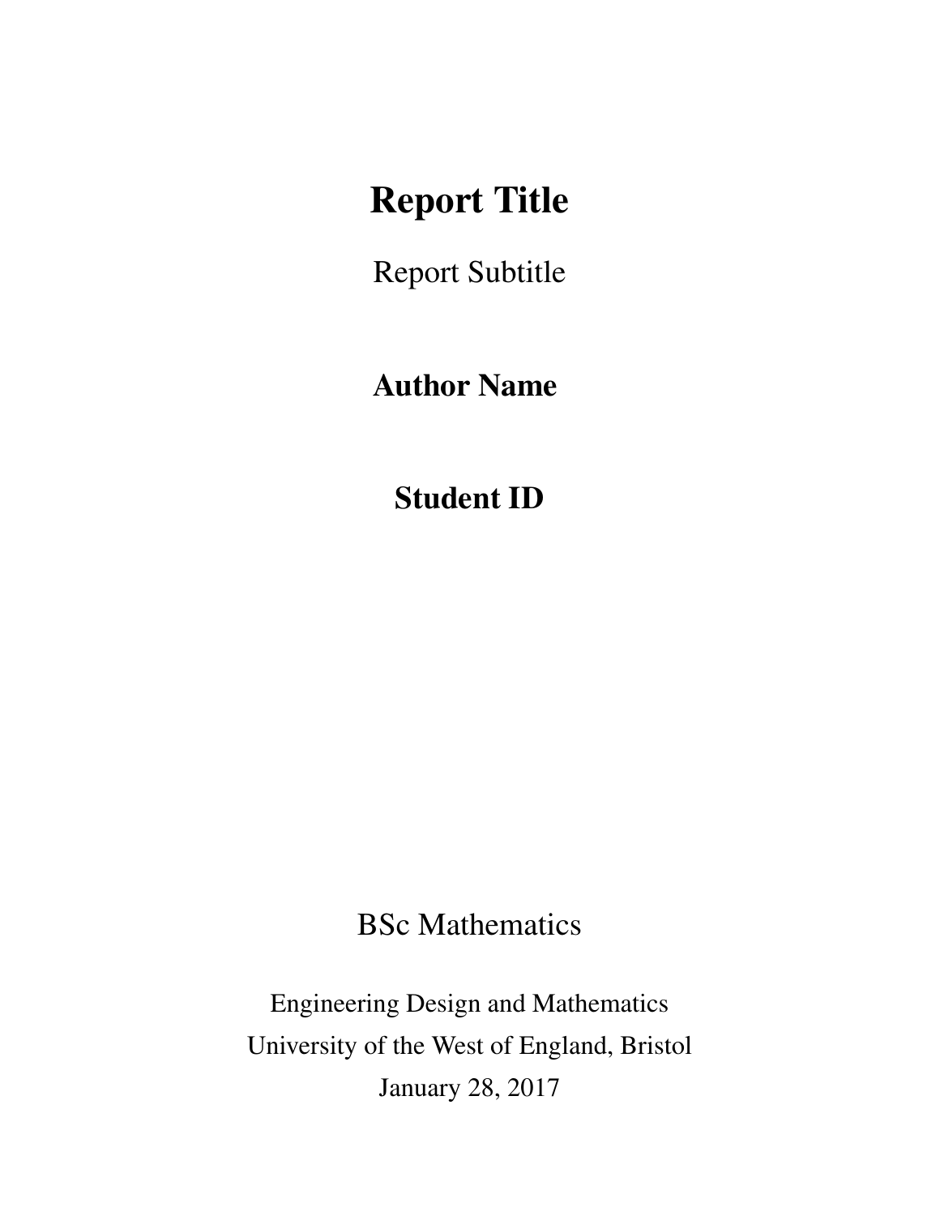# Report Title

Report Subtitle

**Author Name**

**Student ID**

BSc Mathematics

Engineering Design and Mathematics
University of the West of England, Bristol
January 28, 2017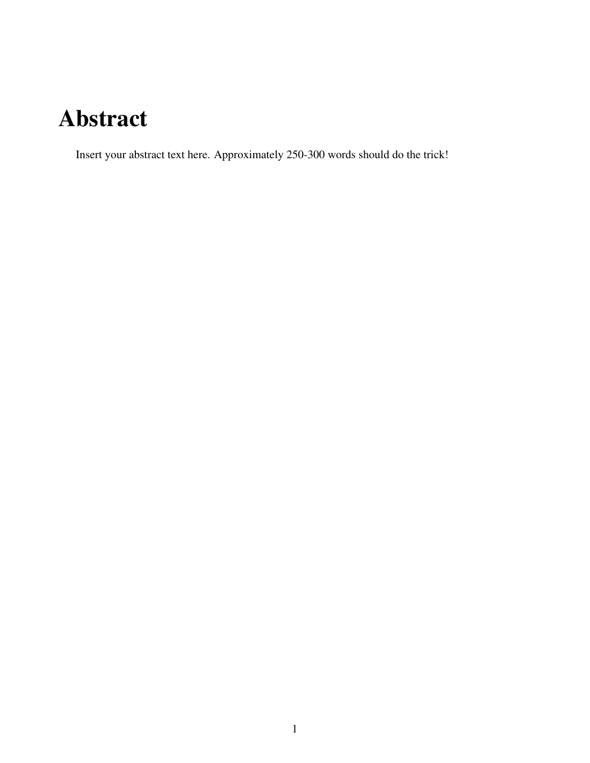# Abstract

Insert your abstract text here. Approximately 250-300 words should do the trick!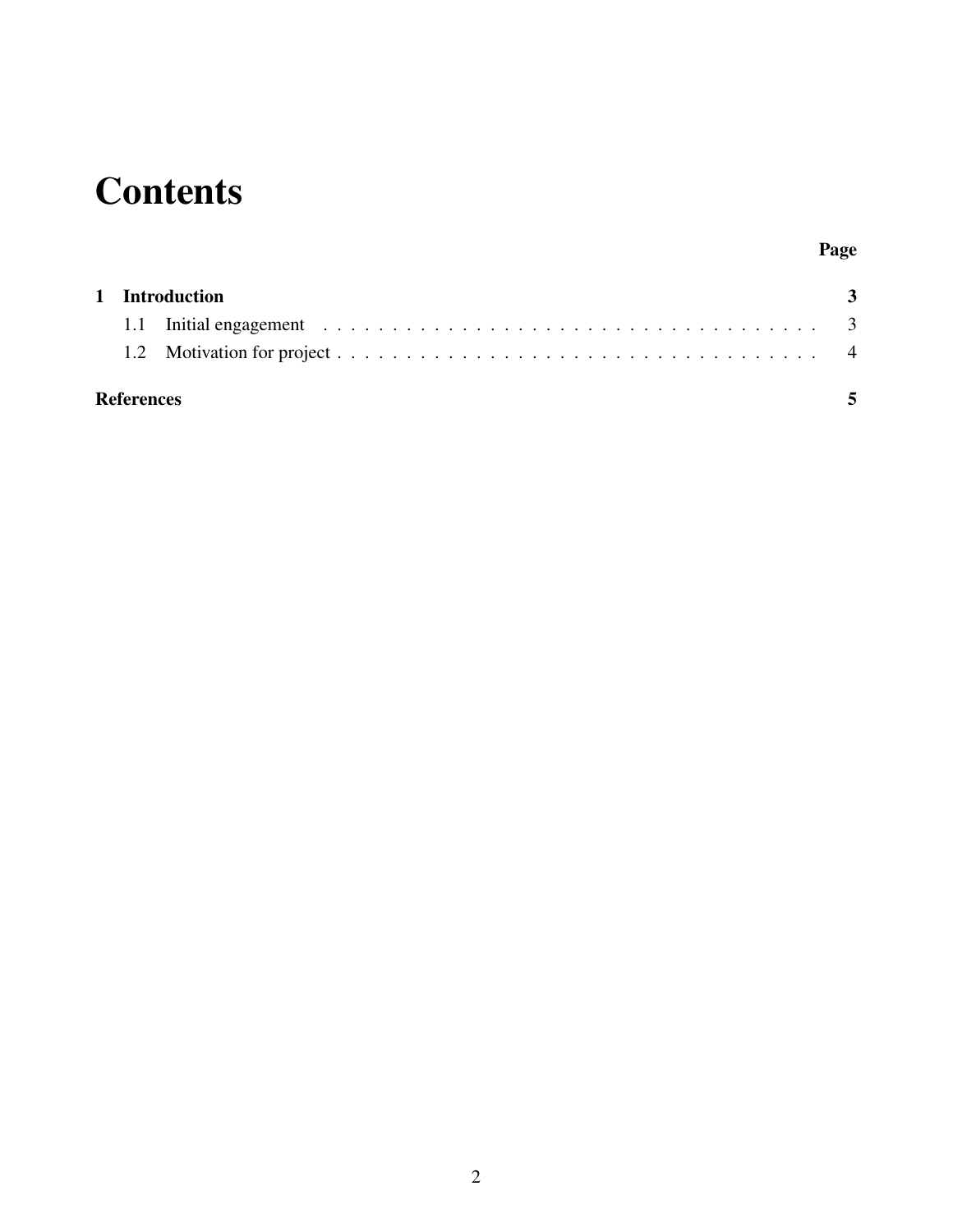# Contents

| | Page |
|---|---|
| **1 Introduction** | **3** |
| 1.1 Initial engagement | 3 |
| 1.2 Motivation for project | 4 |
| **References** | **5** |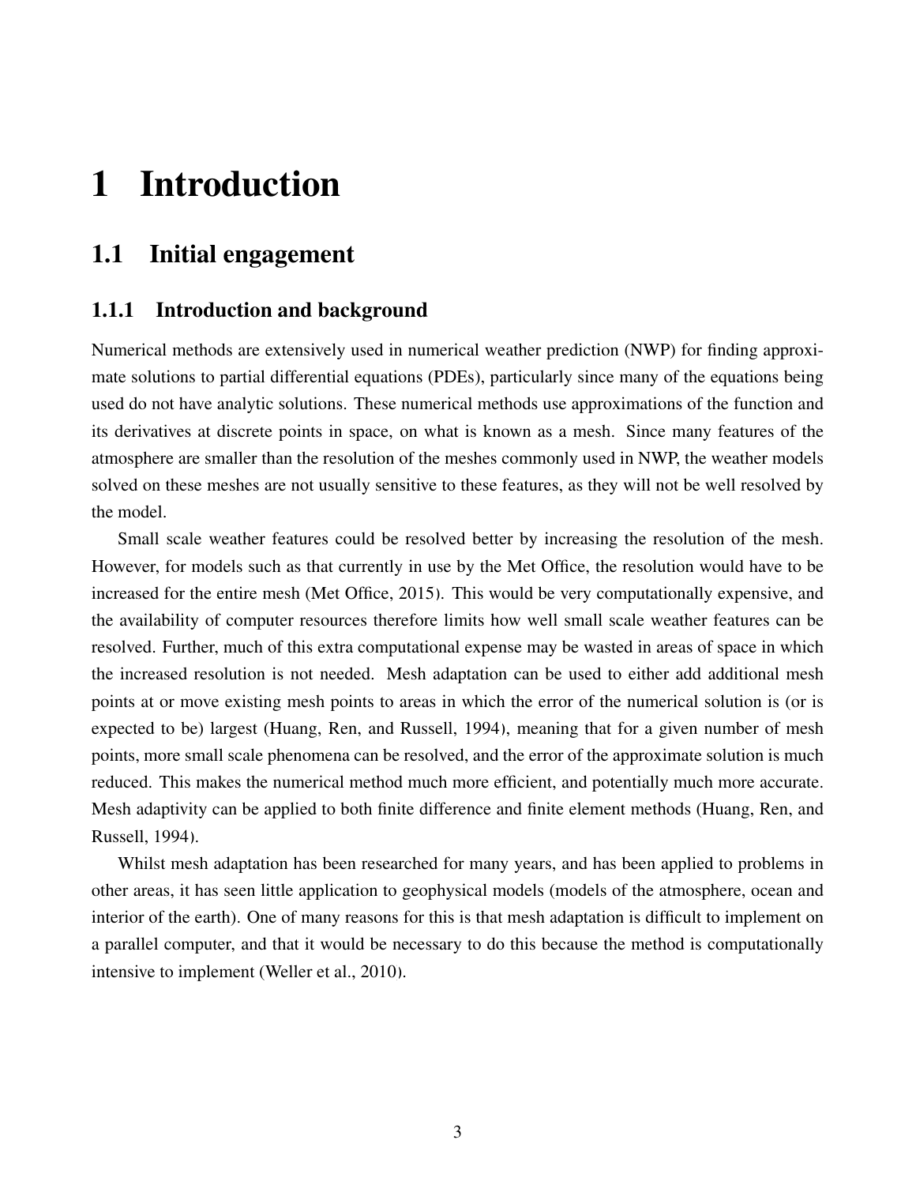# 1 Introduction

## 1.1 Initial engagement

### 1.1.1 Introduction and background

Numerical methods are extensively used in numerical weather prediction (NWP) for finding approximate solutions to partial differential equations (PDEs), particularly since many of the equations being used do not have analytic solutions. These numerical methods use approximations of the function and its derivatives at discrete points in space, on what is known as a mesh. Since many features of the atmosphere are smaller than the resolution of the meshes commonly used in NWP, the weather models solved on these meshes are not usually sensitive to these features, as they will not be well resolved by the model.

Small scale weather features could be resolved better by increasing the resolution of the mesh. However, for models such as that currently in use by the Met Office, the resolution would have to be increased for the entire mesh (Met Office, 2015). This would be very computationally expensive, and the availability of computer resources therefore limits how well small scale weather features can be resolved. Further, much of this extra computational expense may be wasted in areas of space in which the increased resolution is not needed. Mesh adaptation can be used to either add additional mesh points at or move existing mesh points to areas in which the error of the numerical solution is (or is expected to be) largest (Huang, Ren, and Russell, 1994), meaning that for a given number of mesh points, more small scale phenomena can be resolved, and the error of the approximate solution is much reduced. This makes the numerical method much more efficient, and potentially much more accurate. Mesh adaptivity can be applied to both finite difference and finite element methods (Huang, Ren, and Russell, 1994).

Whilst mesh adaptation has been researched for many years, and has been applied to problems in other areas, it has seen little application to geophysical models (models of the atmosphere, ocean and interior of the earth). One of many reasons for this is that mesh adaptation is difficult to implement on a parallel computer, and that it would be necessary to do this because the method is computationally intensive to implement (Weller et al., 2010).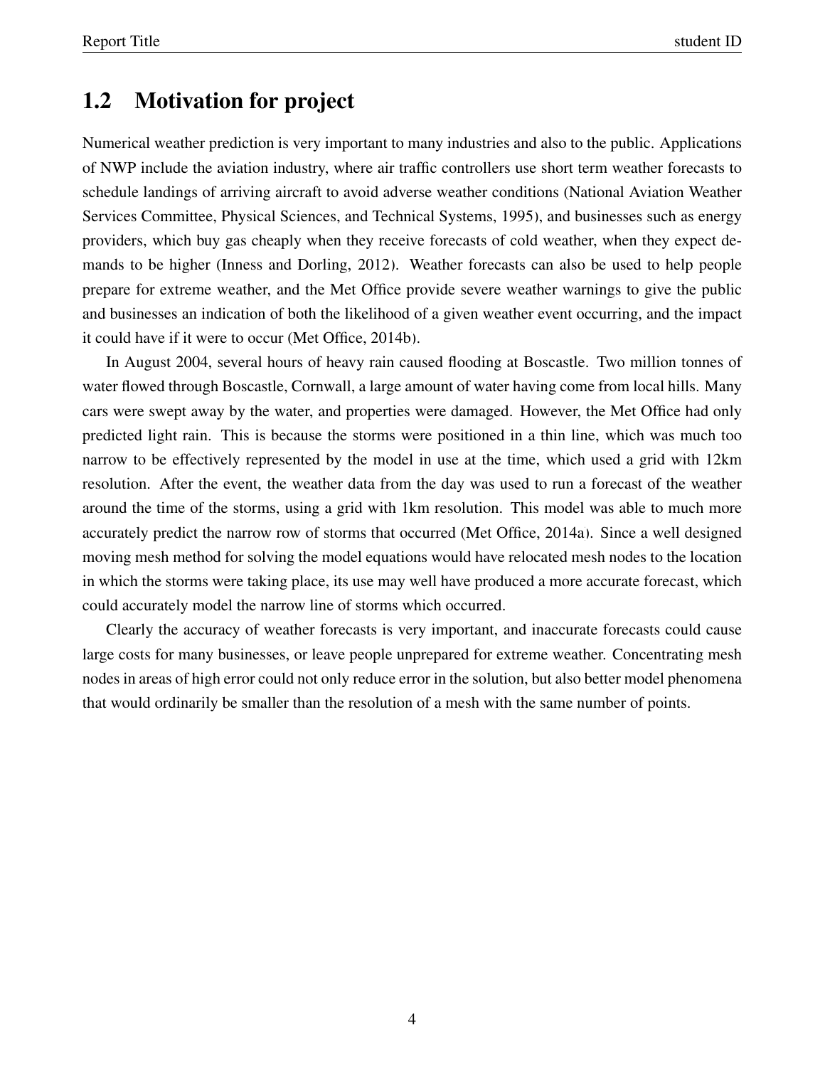## 1.2 Motivation for project

Numerical weather prediction is very important to many industries and also to the public. Applications of NWP include the aviation industry, where air traffic controllers use short term weather forecasts to schedule landings of arriving aircraft to avoid adverse weather conditions (National Aviation Weather Services Committee, Physical Sciences, and Technical Systems, 1995), and businesses such as energy providers, which buy gas cheaply when they receive forecasts of cold weather, when they expect demands to be higher (Inness and Dorling, 2012). Weather forecasts can also be used to help people prepare for extreme weather, and the Met Office provide severe weather warnings to give the public and businesses an indication of both the likelihood of a given weather event occurring, and the impact it could have if it were to occur (Met Office, 2014b).

In August 2004, several hours of heavy rain caused flooding at Boscastle. Two million tonnes of water flowed through Boscastle, Cornwall, a large amount of water having come from local hills. Many cars were swept away by the water, and properties were damaged. However, the Met Office had only predicted light rain. This is because the storms were positioned in a thin line, which was much too narrow to be effectively represented by the model in use at the time, which used a grid with 12km resolution. After the event, the weather data from the day was used to run a forecast of the weather around the time of the storms, using a grid with 1km resolution. This model was able to much more accurately predict the narrow row of storms that occurred (Met Office, 2014a). Since a well designed moving mesh method for solving the model equations would have relocated mesh nodes to the location in which the storms were taking place, its use may well have produced a more accurate forecast, which could accurately model the narrow line of storms which occurred.

Clearly the accuracy of weather forecasts is very important, and inaccurate forecasts could cause large costs for many businesses, or leave people unprepared for extreme weather. Concentrating mesh nodes in areas of high error could not only reduce error in the solution, but also better model phenomena that would ordinarily be smaller than the resolution of a mesh with the same number of points.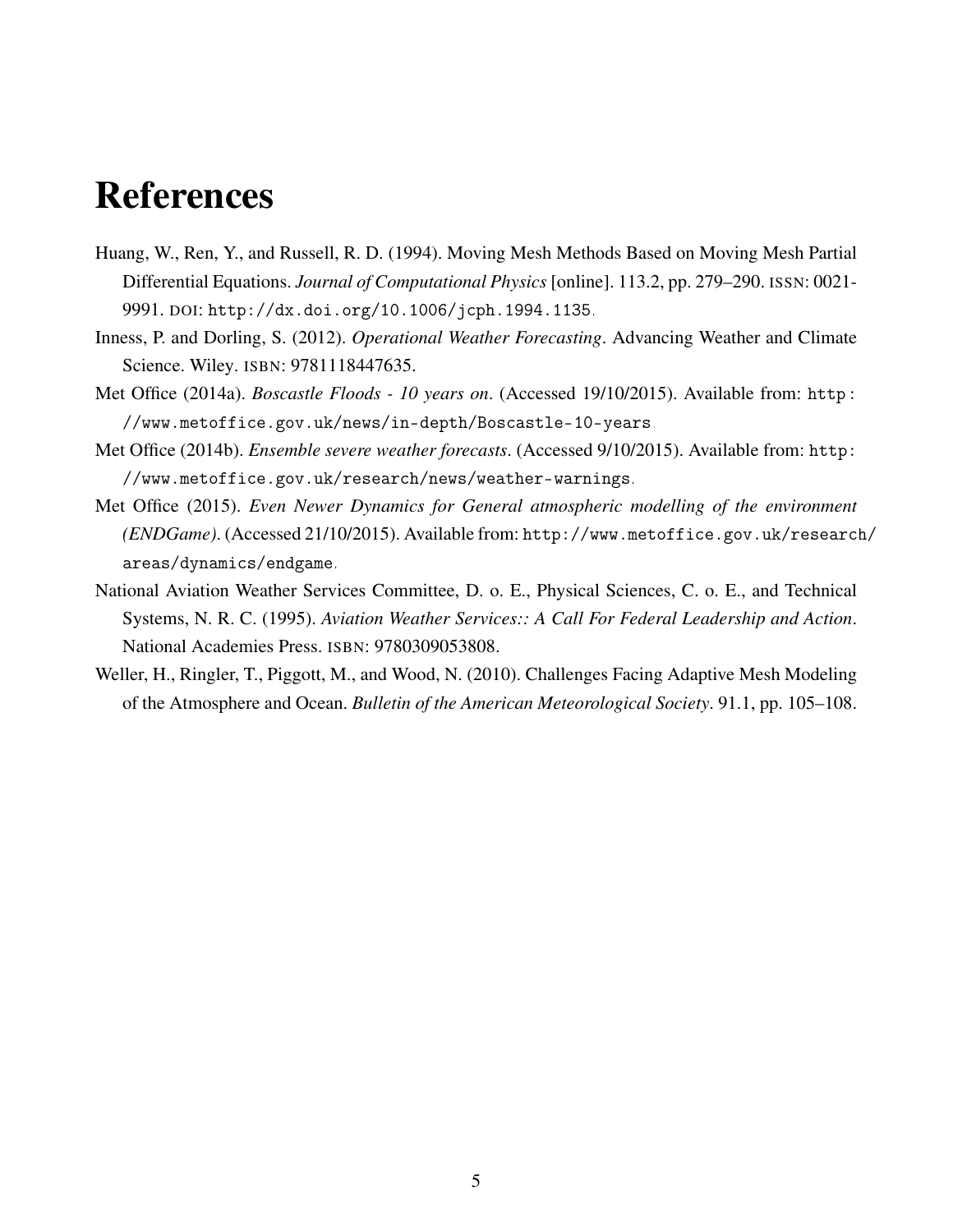# References

Huang, W., Ren, Y., and Russell, R. D. (1994). Moving Mesh Methods Based on Moving Mesh Partial Differential Equations. *Journal of Computational Physics* [online]. 113.2, pp. 279–290. ISSN: 0021-9991. DOI: `http://dx.doi.org/10.1006/jcph.1994.1135`.

Inness, P. and Dorling, S. (2012). *Operational Weather Forecasting*. Advancing Weather and Climate Science. Wiley. ISBN: 9781118447635.

Met Office (2014a). *Boscastle Floods - 10 years on*. (Accessed 19/10/2015). Available from: `http://www.metoffice.gov.uk/news/in-depth/Boscastle-10-years`.

Met Office (2014b). *Ensemble severe weather forecasts*. (Accessed 9/10/2015). Available from: `http://www.metoffice.gov.uk/research/news/weather-warnings`.

Met Office (2015). *Even Newer Dynamics for General atmospheric modelling of the environment (ENDGame)*. (Accessed 21/10/2015). Available from: `http://www.metoffice.gov.uk/research/areas/dynamics/endgame`.

National Aviation Weather Services Committee, D. o. E., Physical Sciences, C. o. E., and Technical Systems, N. R. C. (1995). *Aviation Weather Services:: A Call For Federal Leadership and Action*. National Academies Press. ISBN: 9780309053808.

Weller, H., Ringler, T., Piggott, M., and Wood, N. (2010). Challenges Facing Adaptive Mesh Modeling of the Atmosphere and Ocean. *Bulletin of the American Meteorological Society*. 91.1, pp. 105–108.